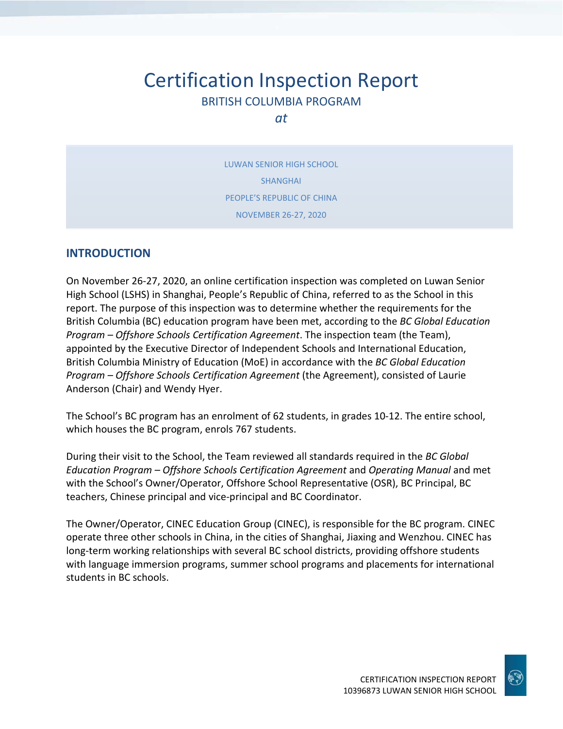# Certification Inspection Report

BRITISH COLUMBIA PROGRAM

*at*

LUWAN SENIOR HIGH SCHOOL

SHANGHAI

PEOPLE'S REPUBLIC OF CHINA

NOVEMBER 26-27, 2020

## INTRODUCTION

On November 26-27, 2020, an online certification inspection was completed on Luwan Senior High School (LSHS) in Shanghai, People's Republic of China, referred to as the School in this report. The purpose of this inspection was to determine whether the requirements for the British Columbia (BC) education program have been met, according to the *BC Global Education Program – Offshore Schools Certification Agreement*. The inspection team (the Team), appointed by the Executive Director of Independent Schools and International Education, British Columbia Ministry of Education (MoE) in accordance with the *BC Global Education Program – Offshore Schools Certification Agreement* (the Agreement), consisted of Laurie Anderson (Chair) and Wendy Hyer.

The School's BC program has an enrolment of 62 students, in grades 10-12. The entire school, which houses the BC program, enrols 767 students.

During their visit to the School, the Team reviewed all standards required in the *BC Global Education Program – Offshore Schools Certification Agreement* and *Operating Manual* and met with the School's Owner/Operator, Offshore School Representative (OSR), BC Principal, BC teachers, Chinese principal and vice-principal and BC Coordinator.

The Owner/Operator, CINEC Education Group (CINEC), is responsible for the BC program. CINEC operate three other schools in China, in the cities of Shanghai, Jiaxing and Wenzhou. CINEC has long-term working relationships with several BC school districts, providing offshore students with language immersion programs, summer school programs and placements for international students in BC schools.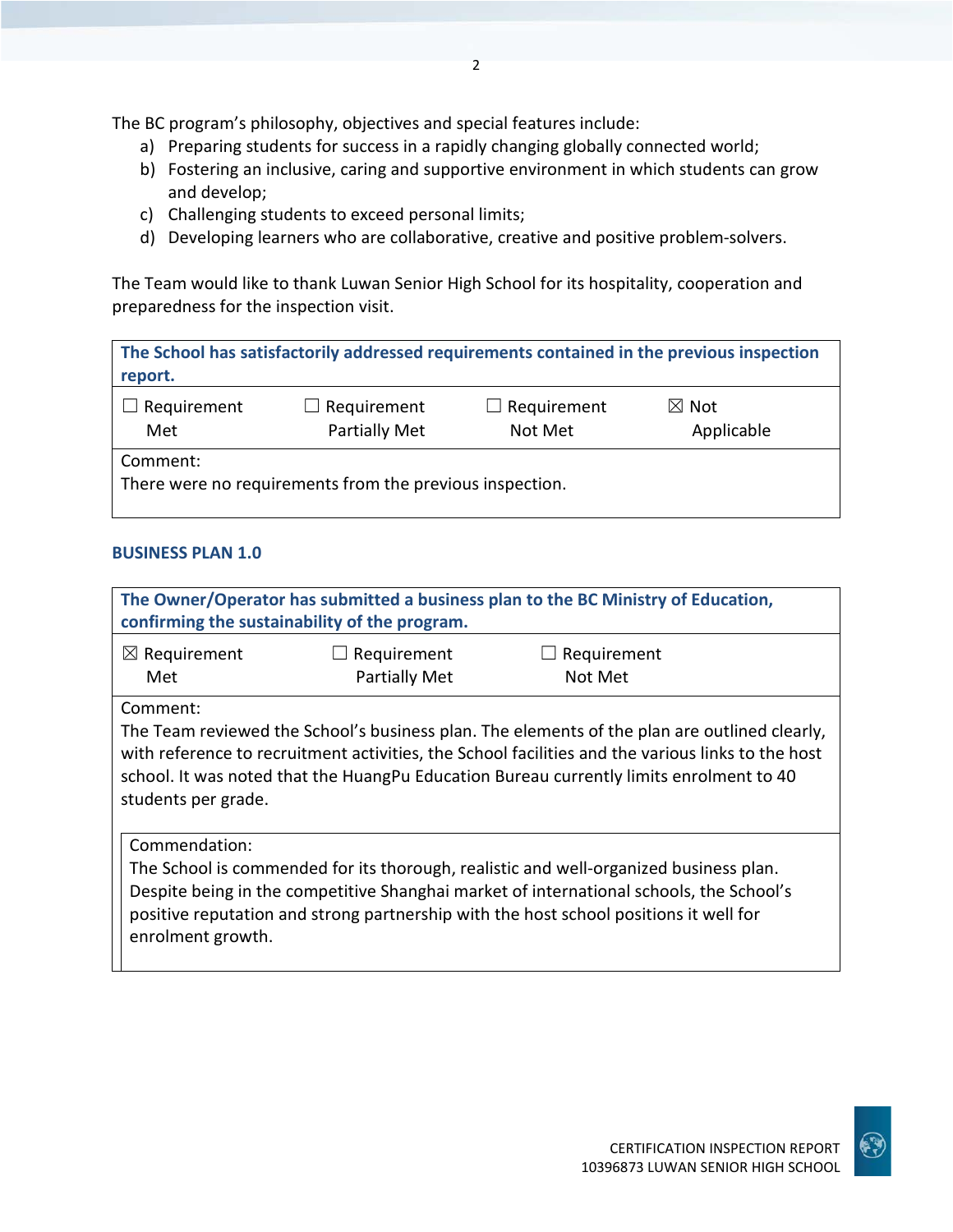The BC program's philosophy, objectives and special features include:

a) Preparing students for success in a rapidly changing globally connected world;
b) Fostering an inclusive, caring and supportive environment in which students can grow and develop;
c) Challenging students to exceed personal limits;
d) Developing learners who are collaborative, creative and positive problem-solvers.

The Team would like to thank Luwan Senior High School for its hospitality, cooperation and preparedness for the inspection visit.

| **The School has satisfactorily addressed requirements contained in the previous inspection report.** | | | |
|---|---|---|---|
| ☐ Requirement Met | ☐ Requirement Partially Met | ☐ Requirement Not Met | ☒ Not Applicable |
| Comment: There were no requirements from the previous inspection. | | | |

## BUSINESS PLAN 1.0

| **The Owner/Operator has submitted a business plan to the BC Ministry of Education, confirming the sustainability of the program.** | | |
|---|---|---|
| ☒ Requirement Met | ☐ Requirement Partially Met | ☐ Requirement Not Met |
| Comment: The Team reviewed the School's business plan. The elements of the plan are outlined clearly, with reference to recruitment activities, the School facilities and the various links to the host school. It was noted that the HuangPu Education Bureau currently limits enrolment to 40 students per grade. | | |
| Commendation: The School is commended for its thorough, realistic and well-organized business plan. Despite being in the competitive Shanghai market of international schools, the School's positive reputation and strong partnership with the host school positions it well for enrolment growth. | | |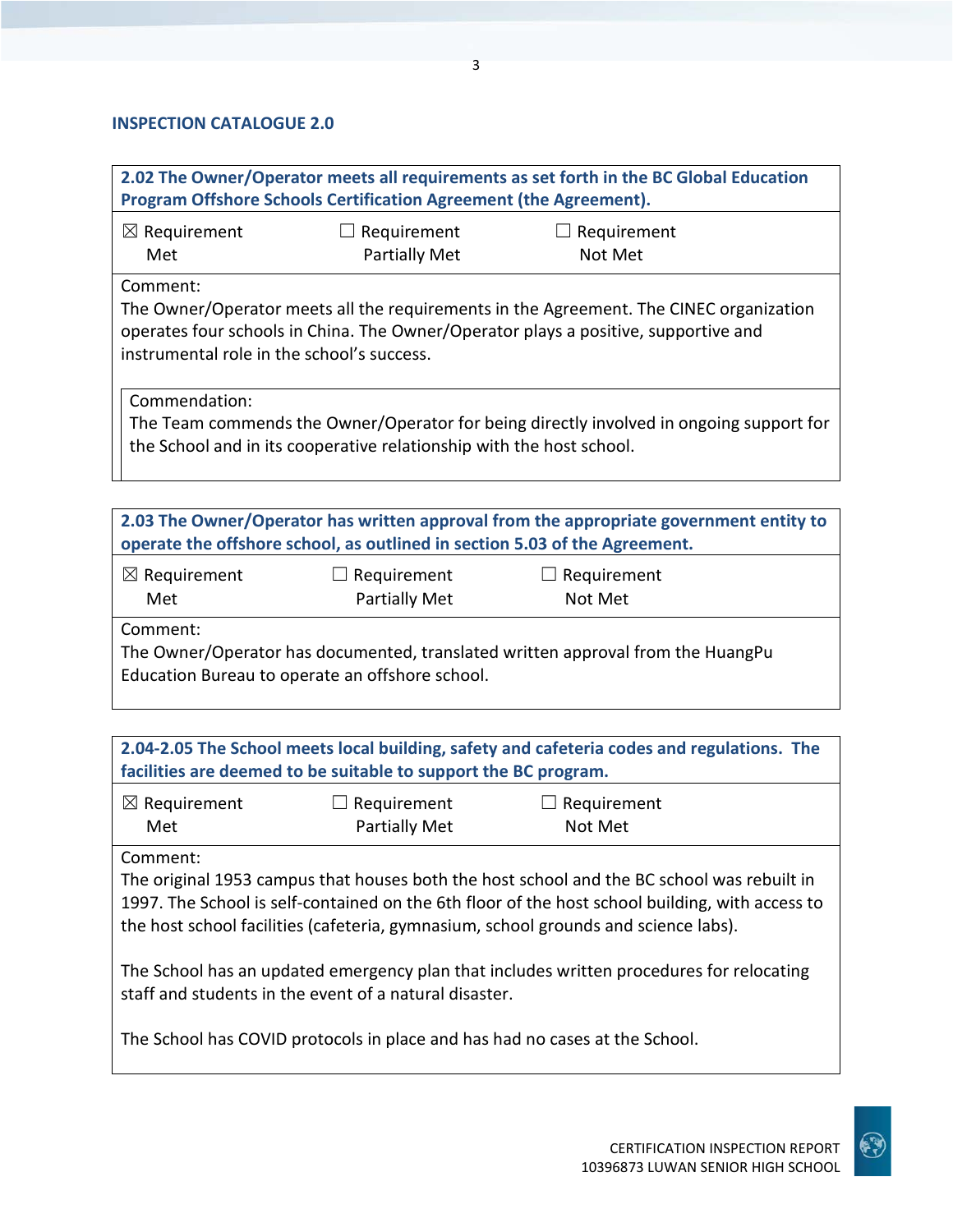## INSPECTION CATALOGUE 2.0

**2.02 The Owner/Operator meets all requirements as set forth in the BC Global Education Program Offshore Schools Certification Agreement (the Agreement).**

☒ Requirement Met ☐ Requirement Partially Met ☐ Requirement Not Met

Comment:
The Owner/Operator meets all the requirements in the Agreement. The CINEC organization operates four schools in China. The Owner/Operator plays a positive, supportive and instrumental role in the school's success.

Commendation:
The Team commends the Owner/Operator for being directly involved in ongoing support for the School and in its cooperative relationship with the host school.

**2.03 The Owner/Operator has written approval from the appropriate government entity to operate the offshore school, as outlined in section 5.03 of the Agreement.**

☒ Requirement Met ☐ Requirement Partially Met ☐ Requirement Not Met

Comment:
The Owner/Operator has documented, translated written approval from the HuangPu Education Bureau to operate an offshore school.

**2.04-2.05 The School meets local building, safety and cafeteria codes and regulations. The facilities are deemed to be suitable to support the BC program.**

☒ Requirement Met ☐ Requirement Partially Met ☐ Requirement Not Met

Comment:
The original 1953 campus that houses both the host school and the BC school was rebuilt in 1997. The School is self-contained on the 6th floor of the host school building, with access to the host school facilities (cafeteria, gymnasium, school grounds and science labs).

The School has an updated emergency plan that includes written procedures for relocating staff and students in the event of a natural disaster.

The School has COVID protocols in place and has had no cases at the School.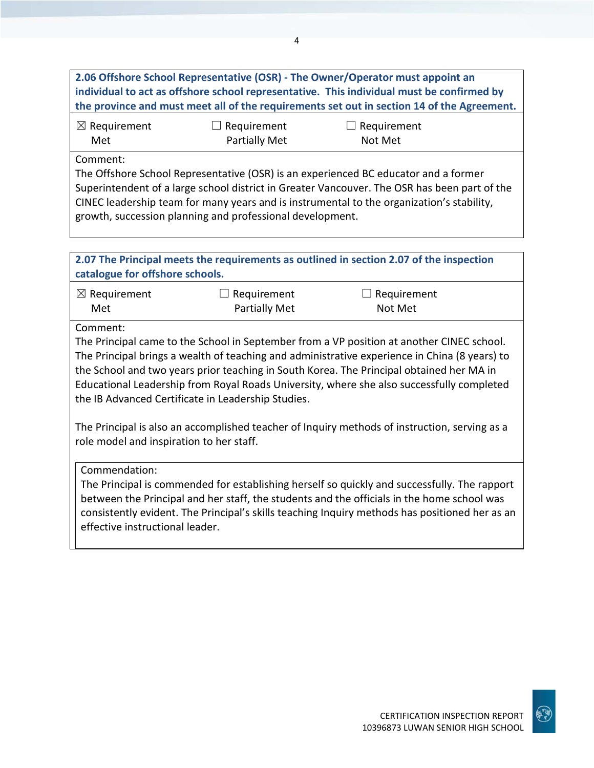**2.06 Offshore School Representative (OSR) - The Owner/Operator must appoint an individual to act as offshore school representative. This individual must be confirmed by the province and must meet all of the requirements set out in section 14 of the Agreement.**

| ☒ Requirement Met | ☐ Requirement Partially Met | ☐ Requirement Not Met |
|---|---|---|

Comment:
The Offshore School Representative (OSR) is an experienced BC educator and a former Superintendent of a large school district in Greater Vancouver. The OSR has been part of the CINEC leadership team for many years and is instrumental to the organization's stability, growth, succession planning and professional development.

**2.07 The Principal meets the requirements as outlined in section 2.07 of the inspection catalogue for offshore schools.**

| ☒ Requirement Met | ☐ Requirement Partially Met | ☐ Requirement Not Met |
|---|---|---|

Comment:
The Principal came to the School in September from a VP position at another CINEC school. The Principal brings a wealth of teaching and administrative experience in China (8 years) to the School and two years prior teaching in South Korea. The Principal obtained her MA in Educational Leadership from Royal Roads University, where she also successfully completed the IB Advanced Certificate in Leadership Studies.

The Principal is also an accomplished teacher of Inquiry methods of instruction, serving as a role model and inspiration to her staff.

Commendation:
The Principal is commended for establishing herself so quickly and successfully. The rapport between the Principal and her staff, the students and the officials in the home school was consistently evident. The Principal's skills teaching Inquiry methods has positioned her as an effective instructional leader.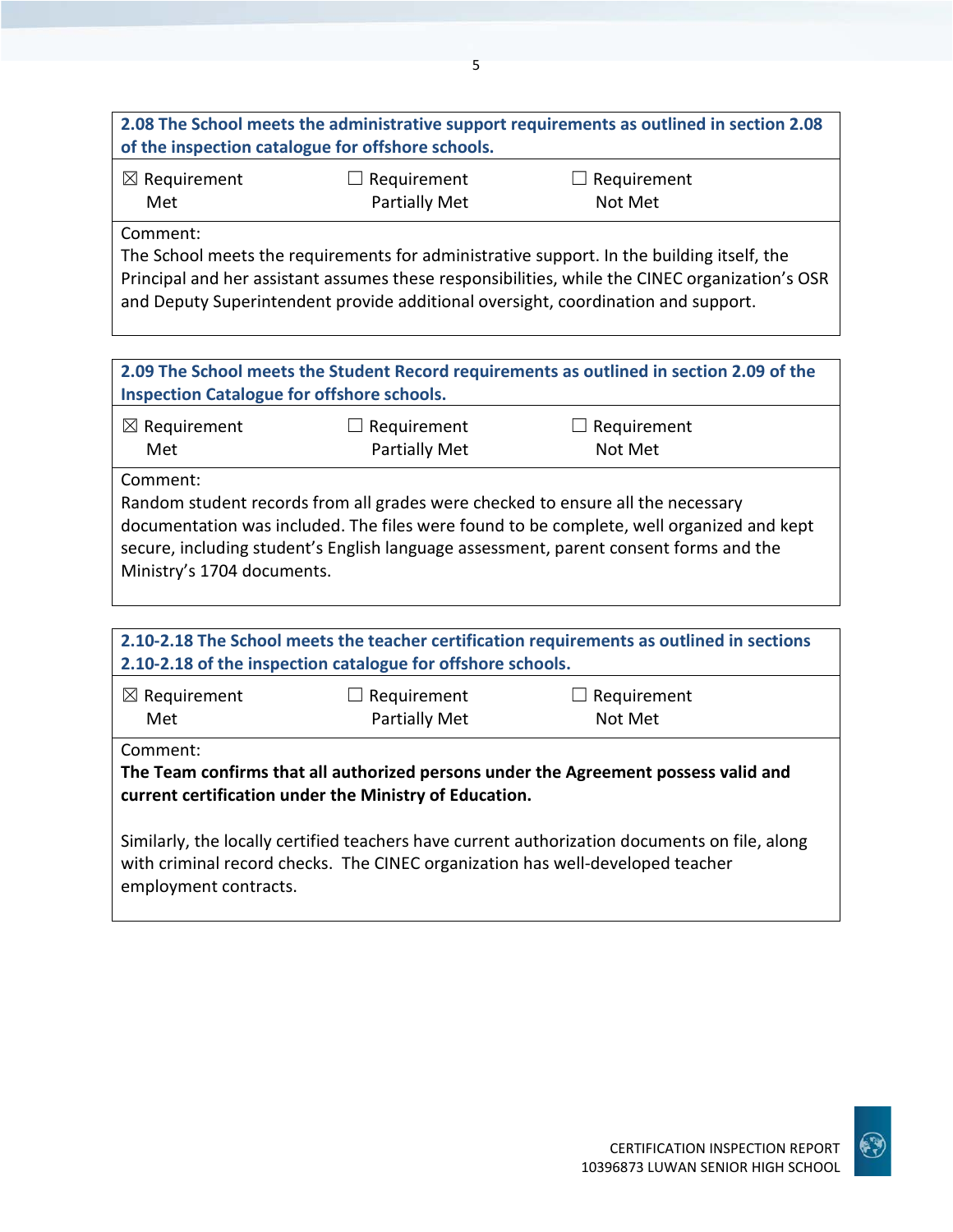| **2.08 The School meets the administrative support requirements as outlined in section 2.08 of the inspection catalogue for offshore schools.** | | |
|---|---|---|
| ☒ Requirement Met | ☐ Requirement Partially Met | ☐ Requirement Not Met |
| Comment:<br>The School meets the requirements for administrative support. In the building itself, the Principal and her assistant assumes these responsibilities, while the CINEC organization's OSR and Deputy Superintendent provide additional oversight, coordination and support. | | |

| **2.09 The School meets the Student Record requirements as outlined in section 2.09 of the Inspection Catalogue for offshore schools.** | | |
|---|---|---|
| ☒ Requirement Met | ☐ Requirement Partially Met | ☐ Requirement Not Met |
| Comment:<br>Random student records from all grades were checked to ensure all the necessary documentation was included. The files were found to be complete, well organized and kept secure, including student's English language assessment, parent consent forms and the Ministry's 1704 documents. | | |

| **2.10-2.18 The School meets the teacher certification requirements as outlined in sections 2.10-2.18 of the inspection catalogue for offshore schools.** | | |
|---|---|---|
| ☒ Requirement Met | ☐ Requirement Partially Met | ☐ Requirement Not Met |
| Comment:<br>**The Team confirms that all authorized persons under the Agreement possess valid and current certification under the Ministry of Education.**<br><br>Similarly, the locally certified teachers have current authorization documents on file, along with criminal record checks. The CINEC organization has well-developed teacher employment contracts. | | |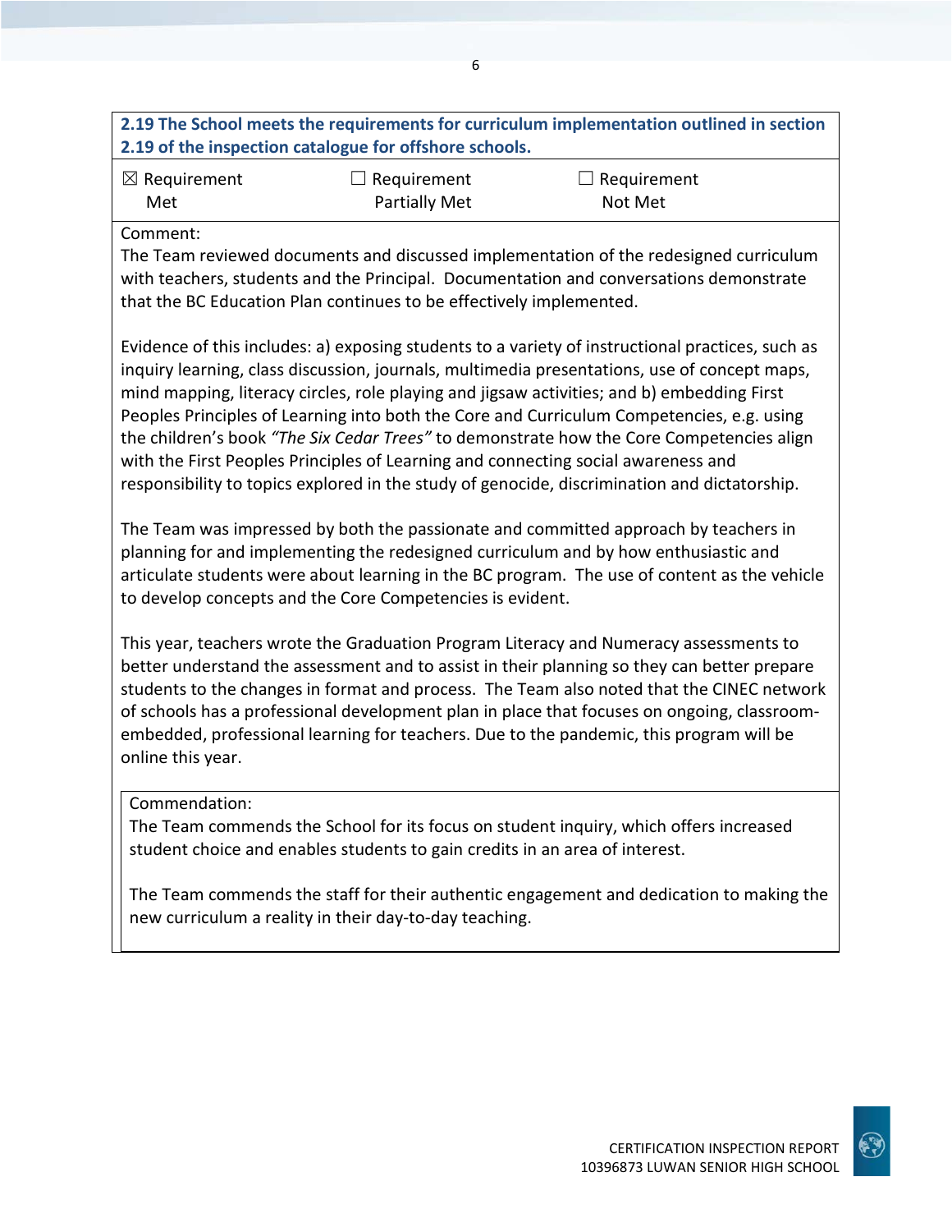**2.19 The School meets the requirements for curriculum implementation outlined in section 2.19 of the inspection catalogue for offshore schools.**

| ☒ Requirement Met | ☐ Requirement Partially Met | ☐ Requirement Not Met |
|---|---|---|

Comment:
The Team reviewed documents and discussed implementation of the redesigned curriculum with teachers, students and the Principal. Documentation and conversations demonstrate that the BC Education Plan continues to be effectively implemented.

Evidence of this includes: a) exposing students to a variety of instructional practices, such as inquiry learning, class discussion, journals, multimedia presentations, use of concept maps, mind mapping, literacy circles, role playing and jigsaw activities; and b) embedding First Peoples Principles of Learning into both the Core and Curriculum Competencies, e.g. using the children's book *"The Six Cedar Trees"* to demonstrate how the Core Competencies align with the First Peoples Principles of Learning and connecting social awareness and responsibility to topics explored in the study of genocide, discrimination and dictatorship.

The Team was impressed by both the passionate and committed approach by teachers in planning for and implementing the redesigned curriculum and by how enthusiastic and articulate students were about learning in the BC program. The use of content as the vehicle to develop concepts and the Core Competencies is evident.

This year, teachers wrote the Graduation Program Literacy and Numeracy assessments to better understand the assessment and to assist in their planning so they can better prepare students to the changes in format and process. The Team also noted that the CINEC network of schools has a professional development plan in place that focuses on ongoing, classroom-embedded, professional learning for teachers. Due to the pandemic, this program will be online this year.

Commendation:
The Team commends the School for its focus on student inquiry, which offers increased student choice and enables students to gain credits in an area of interest.

The Team commends the staff for their authentic engagement and dedication to making the new curriculum a reality in their day-to-day teaching.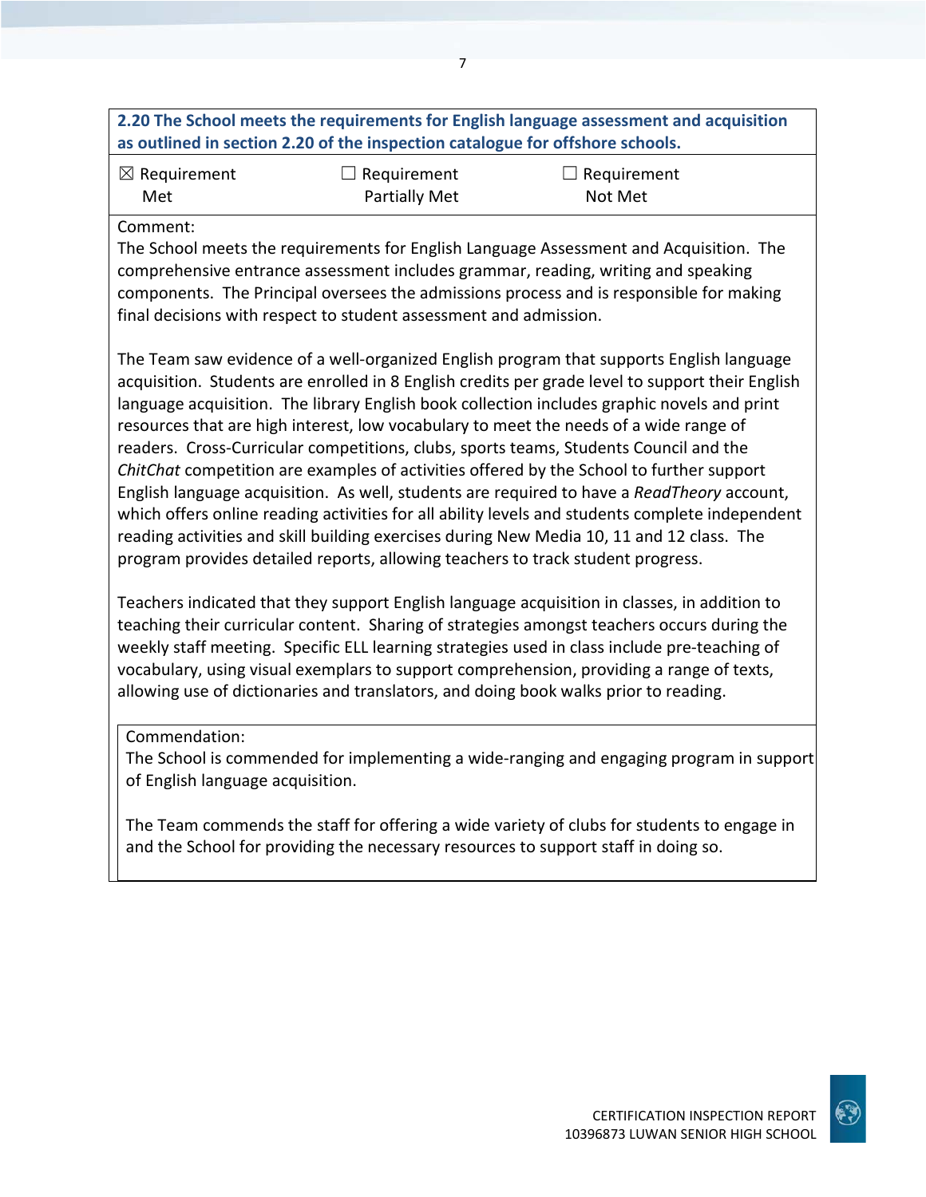**2.20 The School meets the requirements for English language assessment and acquisition as outlined in section 2.20 of the inspection catalogue for offshore schools.**

| ☒ Requirement Met | ☐ Requirement Partially Met | ☐ Requirement Not Met |
|---|---|---|

Comment:

The School meets the requirements for English Language Assessment and Acquisition. The comprehensive entrance assessment includes grammar, reading, writing and speaking components. The Principal oversees the admissions process and is responsible for making final decisions with respect to student assessment and admission.

The Team saw evidence of a well-organized English program that supports English language acquisition. Students are enrolled in 8 English credits per grade level to support their English language acquisition. The library English book collection includes graphic novels and print resources that are high interest, low vocabulary to meet the needs of a wide range of readers. Cross-Curricular competitions, clubs, sports teams, Students Council and the *ChitChat* competition are examples of activities offered by the School to further support English language acquisition. As well, students are required to have a *ReadTheory* account, which offers online reading activities for all ability levels and students complete independent reading activities and skill building exercises during New Media 10, 11 and 12 class. The program provides detailed reports, allowing teachers to track student progress.

Teachers indicated that they support English language acquisition in classes, in addition to teaching their curricular content. Sharing of strategies amongst teachers occurs during the weekly staff meeting. Specific ELL learning strategies used in class include pre-teaching of vocabulary, using visual exemplars to support comprehension, providing a range of texts, allowing use of dictionaries and translators, and doing book walks prior to reading.

Commendation:

The School is commended for implementing a wide-ranging and engaging program in support of English language acquisition.

The Team commends the staff for offering a wide variety of clubs for students to engage in and the School for providing the necessary resources to support staff in doing so.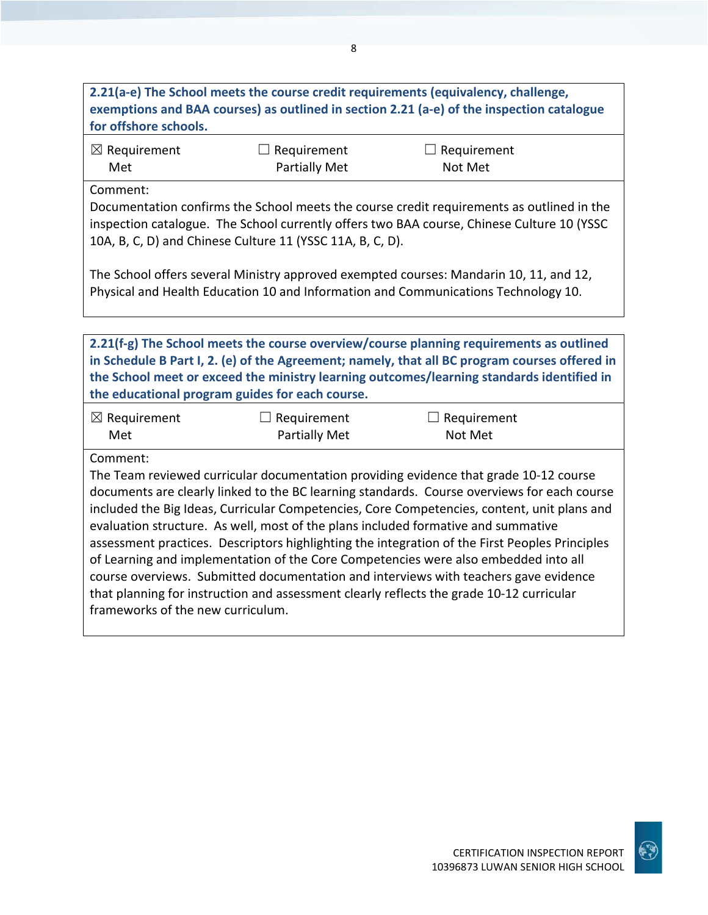**2.21(a-e) The School meets the course credit requirements (equivalency, challenge, exemptions and BAA courses) as outlined in section 2.21 (a-e) of the inspection catalogue for offshore schools.**

| ☒ Requirement Met | ☐ Requirement Partially Met | ☐ Requirement Not Met |
|---|---|---|

Comment:

Documentation confirms the School meets the course credit requirements as outlined in the inspection catalogue. The School currently offers two BAA course, Chinese Culture 10 (YSSC 10A, B, C, D) and Chinese Culture 11 (YSSC 11A, B, C, D).

The School offers several Ministry approved exempted courses: Mandarin 10, 11, and 12, Physical and Health Education 10 and Information and Communications Technology 10.

**2.21(f-g) The School meets the course overview/course planning requirements as outlined in Schedule B Part I, 2. (e) of the Agreement; namely, that all BC program courses offered in the School meet or exceed the ministry learning outcomes/learning standards identified in the educational program guides for each course.**

| ☒ Requirement Met | ☐ Requirement Partially Met | ☐ Requirement Not Met |
|---|---|---|

Comment:

The Team reviewed curricular documentation providing evidence that grade 10-12 course documents are clearly linked to the BC learning standards. Course overviews for each course included the Big Ideas, Curricular Competencies, Core Competencies, content, unit plans and evaluation structure. As well, most of the plans included formative and summative assessment practices. Descriptors highlighting the integration of the First Peoples Principles of Learning and implementation of the Core Competencies were also embedded into all course overviews. Submitted documentation and interviews with teachers gave evidence that planning for instruction and assessment clearly reflects the grade 10-12 curricular frameworks of the new curriculum.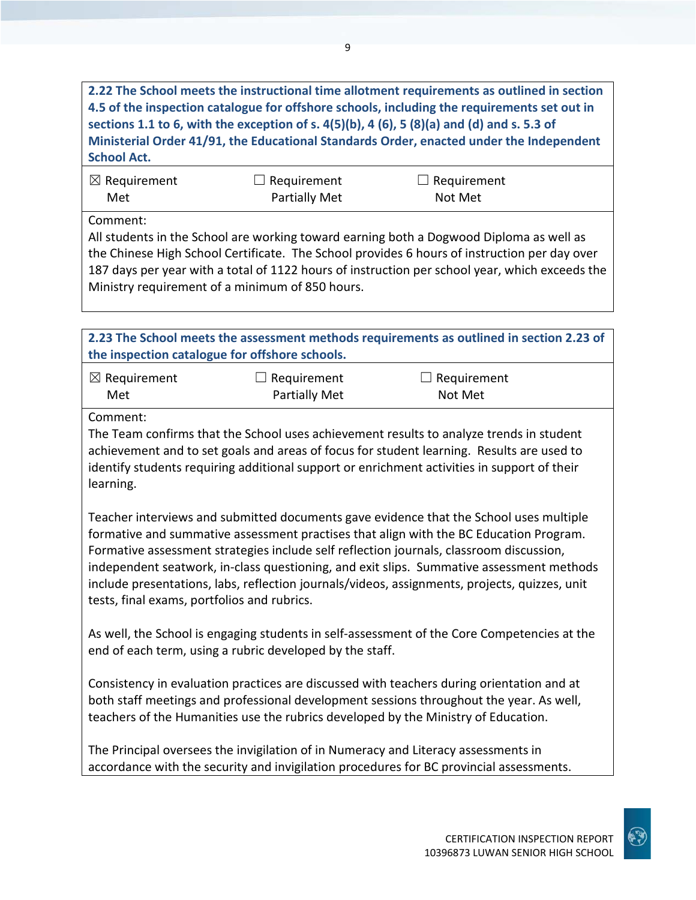**2.22 The School meets the instructional time allotment requirements as outlined in section 4.5 of the inspection catalogue for offshore schools, including the requirements set out in sections 1.1 to 6, with the exception of s. 4(5)(b), 4 (6), 5 (8)(a) and (d) and s. 5.3 of Ministerial Order 41/91, the Educational Standards Order, enacted under the Independent School Act.**

| ☒ Requirement Met | ☐ Requirement Partially Met | ☐ Requirement Not Met |
|---|---|---|

Comment:

All students in the School are working toward earning both a Dogwood Diploma as well as the Chinese High School Certificate. The School provides 6 hours of instruction per day over 187 days per year with a total of 1122 hours of instruction per school year, which exceeds the Ministry requirement of a minimum of 850 hours.

**2.23 The School meets the assessment methods requirements as outlined in section 2.23 of the inspection catalogue for offshore schools.**

| ☒ Requirement Met | ☐ Requirement Partially Met | ☐ Requirement Not Met |
|---|---|---|

Comment:

The Team confirms that the School uses achievement results to analyze trends in student achievement and to set goals and areas of focus for student learning. Results are used to identify students requiring additional support or enrichment activities in support of their learning.

Teacher interviews and submitted documents gave evidence that the School uses multiple formative and summative assessment practises that align with the BC Education Program. Formative assessment strategies include self reflection journals, classroom discussion, independent seatwork, in-class questioning, and exit slips. Summative assessment methods include presentations, labs, reflection journals/videos, assignments, projects, quizzes, unit tests, final exams, portfolios and rubrics.

As well, the School is engaging students in self-assessment of the Core Competencies at the end of each term, using a rubric developed by the staff.

Consistency in evaluation practices are discussed with teachers during orientation and at both staff meetings and professional development sessions throughout the year. As well, teachers of the Humanities use the rubrics developed by the Ministry of Education.

The Principal oversees the invigilation of in Numeracy and Literacy assessments in accordance with the security and invigilation procedures for BC provincial assessments.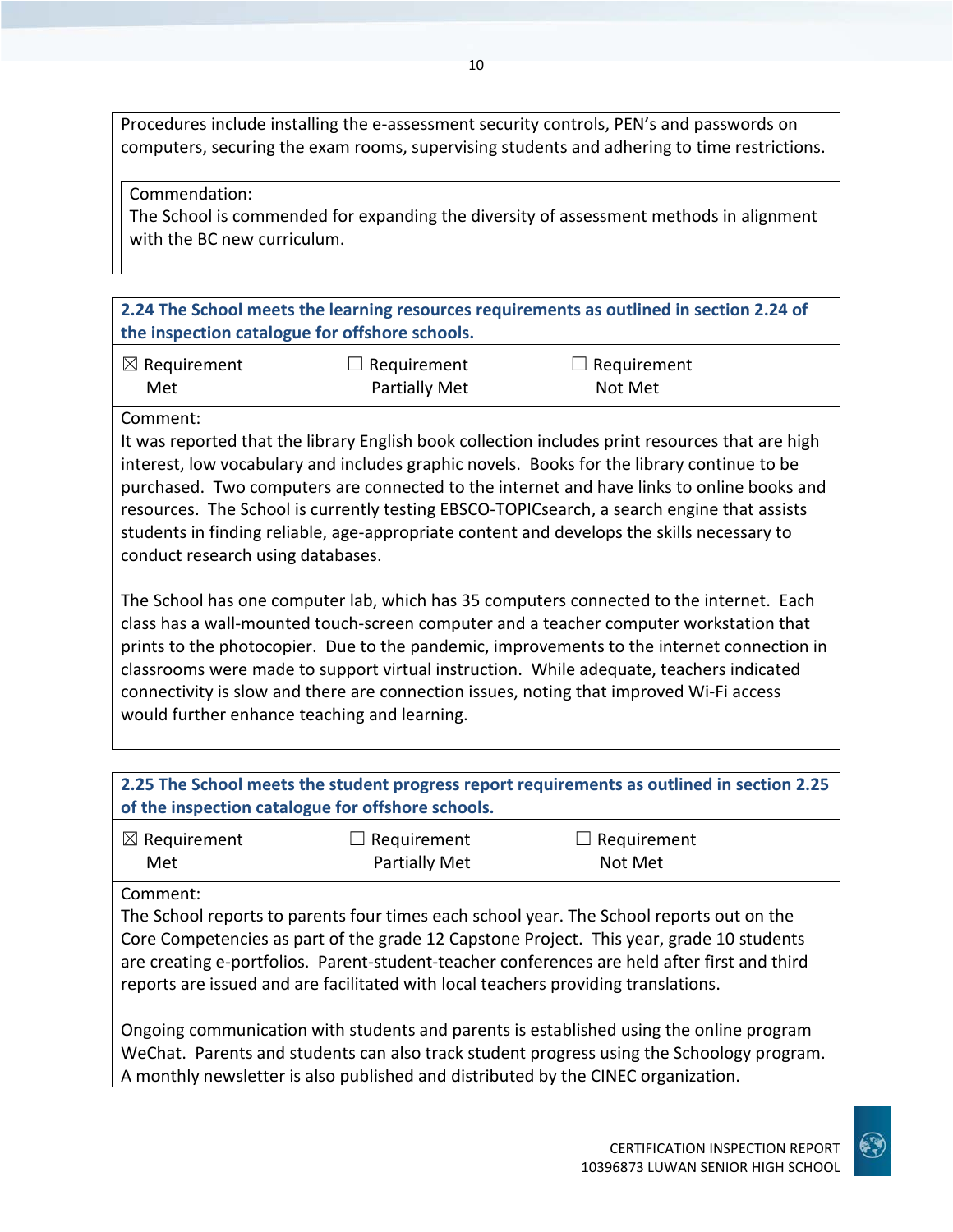Procedures include installing the e-assessment security controls, PEN's and passwords on computers, securing the exam rooms, supervising students and adhering to time restrictions.

Commendation:
The School is commended for expanding the diversity of assessment methods in alignment with the BC new curriculum.

**2.24 The School meets the learning resources requirements as outlined in section 2.24 of the inspection catalogue for offshore schools.**

| ☒ Requirement Met | ☐ Requirement Partially Met | ☐ Requirement Not Met |
|---|---|---|

Comment:
It was reported that the library English book collection includes print resources that are high interest, low vocabulary and includes graphic novels. Books for the library continue to be purchased. Two computers are connected to the internet and have links to online books and resources. The School is currently testing EBSCO-TOPICsearch, a search engine that assists students in finding reliable, age-appropriate content and develops the skills necessary to conduct research using databases.

The School has one computer lab, which has 35 computers connected to the internet. Each class has a wall-mounted touch-screen computer and a teacher computer workstation that prints to the photocopier. Due to the pandemic, improvements to the internet connection in classrooms were made to support virtual instruction. While adequate, teachers indicated connectivity is slow and there are connection issues, noting that improved Wi-Fi access would further enhance teaching and learning.

**2.25 The School meets the student progress report requirements as outlined in section 2.25 of the inspection catalogue for offshore schools.**

| ☒ Requirement Met | ☐ Requirement Partially Met | ☐ Requirement Not Met |
|---|---|---|

Comment:
The School reports to parents four times each school year. The School reports out on the Core Competencies as part of the grade 12 Capstone Project. This year, grade 10 students are creating e-portfolios. Parent-student-teacher conferences are held after first and third reports are issued and are facilitated with local teachers providing translations.

Ongoing communication with students and parents is established using the online program WeChat. Parents and students can also track student progress using the Schoology program. A monthly newsletter is also published and distributed by the CINEC organization.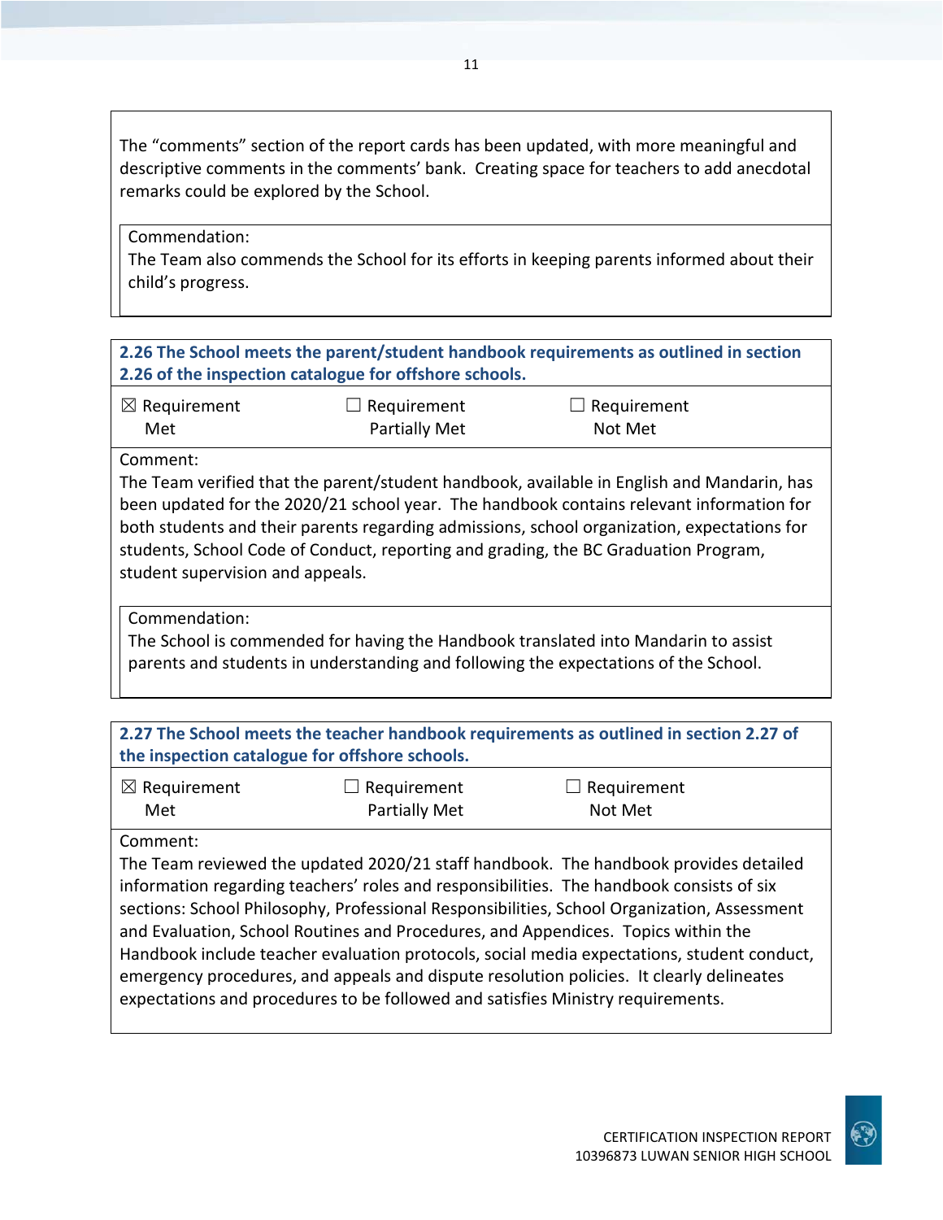The “comments” section of the report cards has been updated, with more meaningful and descriptive comments in the comments’ bank. Creating space for teachers to add anecdotal remarks could be explored by the School.

Commendation:
The Team also commends the School for its efforts in keeping parents informed about their child’s progress.

**2.26 The School meets the parent/student handbook requirements as outlined in section 2.26 of the inspection catalogue for offshore schools.**

☒ Requirement Met ☐ Requirement Partially Met ☐ Requirement Not Met

Comment:
The Team verified that the parent/student handbook, available in English and Mandarin, has been updated for the 2020/21 school year. The handbook contains relevant information for both students and their parents regarding admissions, school organization, expectations for students, School Code of Conduct, reporting and grading, the BC Graduation Program, student supervision and appeals.

Commendation:
The School is commended for having the Handbook translated into Mandarin to assist parents and students in understanding and following the expectations of the School.

**2.27 The School meets the teacher handbook requirements as outlined in section 2.27 of the inspection catalogue for offshore schools.**

☒ Requirement Met ☐ Requirement Partially Met ☐ Requirement Not Met

Comment:
The Team reviewed the updated 2020/21 staff handbook. The handbook provides detailed information regarding teachers’ roles and responsibilities. The handbook consists of six sections: School Philosophy, Professional Responsibilities, School Organization, Assessment and Evaluation, School Routines and Procedures, and Appendices. Topics within the Handbook include teacher evaluation protocols, social media expectations, student conduct, emergency procedures, and appeals and dispute resolution policies. It clearly delineates expectations and procedures to be followed and satisfies Ministry requirements.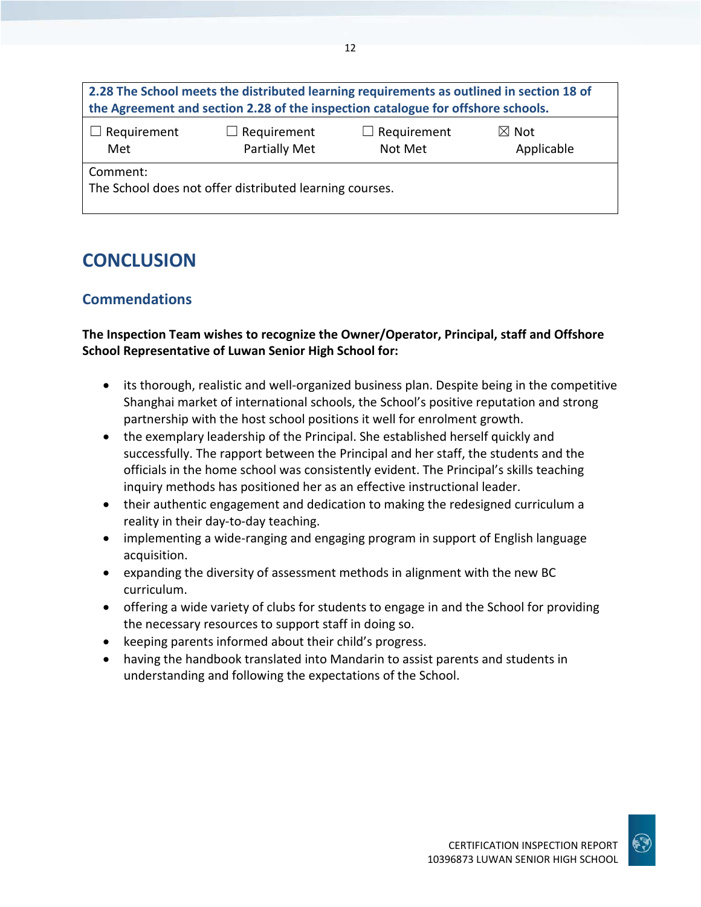| 2.28 The School meets the distributed learning requirements as outlined in section 18 of the Agreement and section 2.28 of the inspection catalogue for offshore schools. | | | |
|---|---|---|---|
| ☐ Requirement Met | ☐ Requirement Partially Met | ☐ Requirement Not Met | ☒ Not Applicable |
| Comment:<br>The School does not offer distributed learning courses. | | | |

# CONCLUSION

## Commendations

**The Inspection Team wishes to recognize the Owner/Operator, Principal, staff and Offshore School Representative of Luwan Senior High School for:**

- its thorough, realistic and well-organized business plan. Despite being in the competitive Shanghai market of international schools, the School's positive reputation and strong partnership with the host school positions it well for enrolment growth.
- the exemplary leadership of the Principal. She established herself quickly and successfully. The rapport between the Principal and her staff, the students and the officials in the home school was consistently evident. The Principal's skills teaching inquiry methods has positioned her as an effective instructional leader.
- their authentic engagement and dedication to making the redesigned curriculum a reality in their day-to-day teaching.
- implementing a wide-ranging and engaging program in support of English language acquisition.
- expanding the diversity of assessment methods in alignment with the new BC curriculum.
- offering a wide variety of clubs for students to engage in and the School for providing the necessary resources to support staff in doing so.
- keeping parents informed about their child's progress.
- having the handbook translated into Mandarin to assist parents and students in understanding and following the expectations of the School.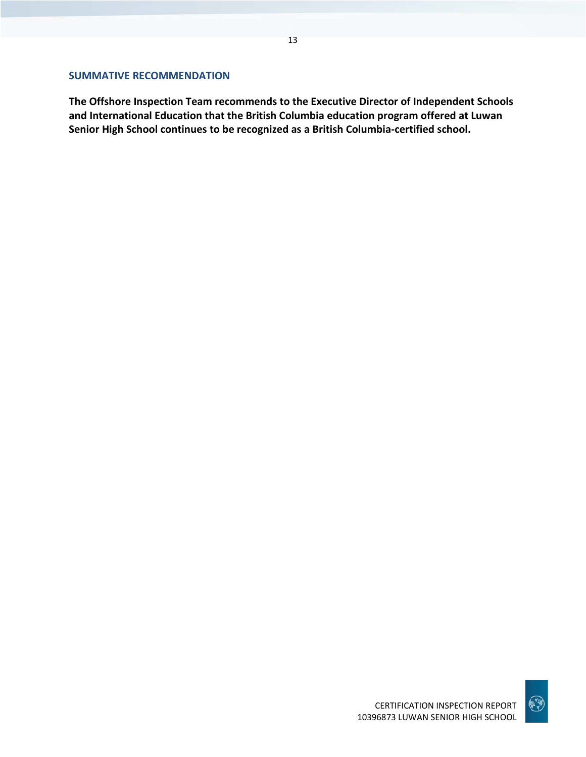## SUMMATIVE RECOMMENDATION

**The Offshore Inspection Team recommends to the Executive Director of Independent Schools and International Education that the British Columbia education program offered at Luwan Senior High School continues to be recognized as a British Columbia-certified school.**